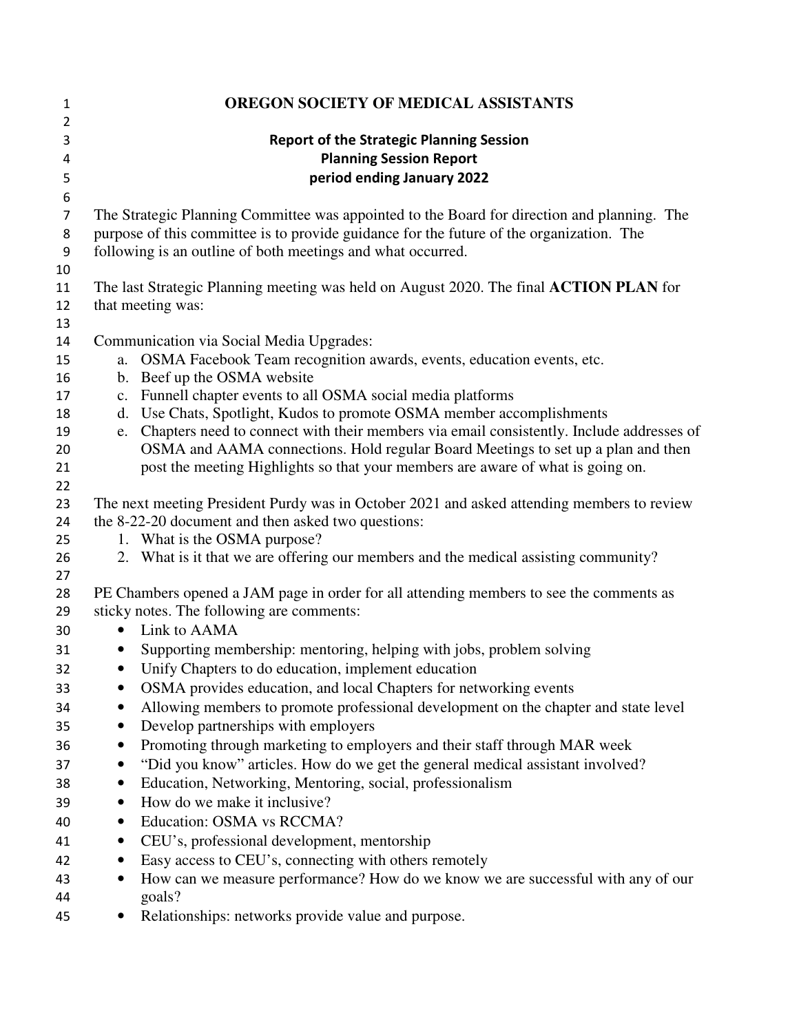# OREGON SOCIETY OF MEDICAL ASSISTANTS

## Report of the Strategic Planning Session
## Planning Session Report
## period ending January 2022

The Strategic Planning Committee was appointed to the Board for direction and planning. The purpose of this committee is to provide guidance for the future of the organization. The following is an outline of both meetings and what occurred.

The last Strategic Planning meeting was held on August 2020. The final **ACTION PLAN** for that meeting was:

Communication via Social Media Upgrades:

a. OSMA Facebook Team recognition awards, events, education events, etc.
b. Beef up the OSMA website
c. Funnell chapter events to all OSMA social media platforms
d. Use Chats, Spotlight, Kudos to promote OSMA member accomplishments
e. Chapters need to connect with their members via email consistently. Include addresses of OSMA and AAMA connections. Hold regular Board Meetings to set up a plan and then post the meeting Highlights so that your members are aware of what is going on.

The next meeting President Purdy was in October 2021 and asked attending members to review the 8-22-20 document and then asked two questions:

1. What is the OSMA purpose?
2. What is it that we are offering our members and the medical assisting community?

PE Chambers opened a JAM page in order for all attending members to see the comments as sticky notes. The following are comments:

- Link to AAMA
- Supporting membership: mentoring, helping with jobs, problem solving
- Unify Chapters to do education, implement education
- OSMA provides education, and local Chapters for networking events
- Allowing members to promote professional development on the chapter and state level
- Develop partnerships with employers
- Promoting through marketing to employers and their staff through MAR week
- "Did you know" articles. How do we get the general medical assistant involved?
- Education, Networking, Mentoring, social, professionalism
- How do we make it inclusive?
- Education: OSMA vs RCCMA?
- CEU's, professional development, mentorship
- Easy access to CEU's, connecting with others remotely
- How can we measure performance? How do we know we are successful with any of our goals?
- Relationships: networks provide value and purpose.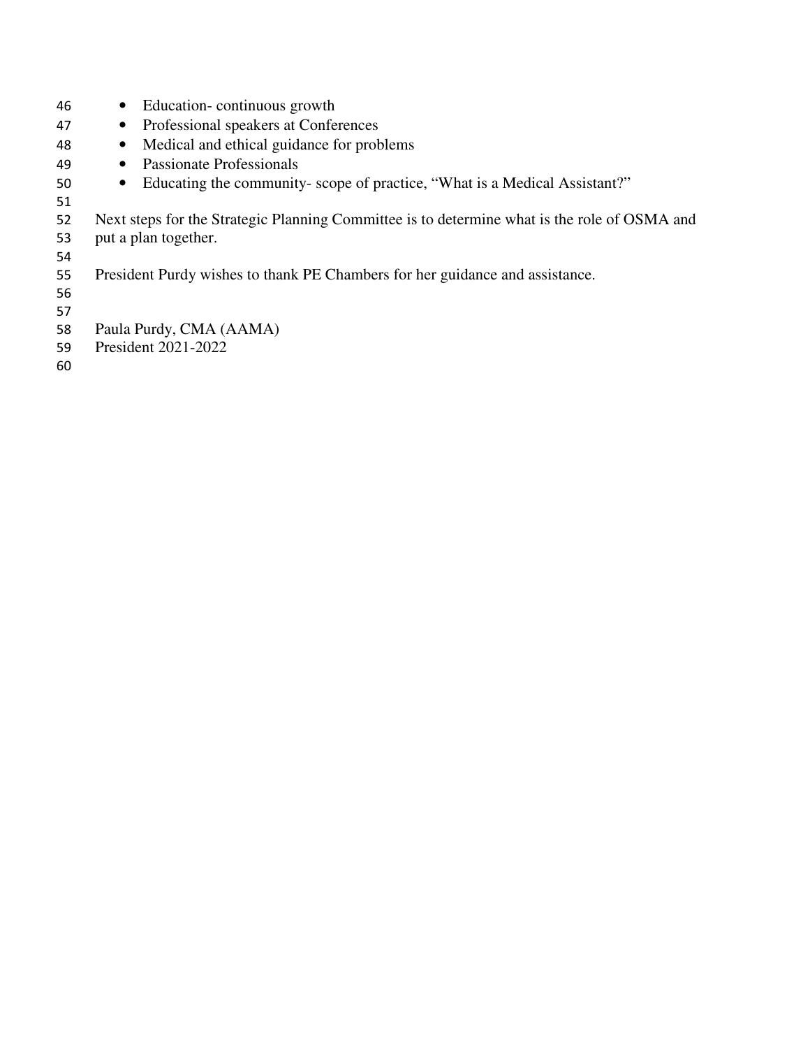- Education- continuous growth
- Professional speakers at Conferences
- Medical and ethical guidance for problems
- Passionate Professionals
- Educating the community- scope of practice, "What is a Medical Assistant?"

Next steps for the Strategic Planning Committee is to determine what is the role of OSMA and put a plan together.

President Purdy wishes to thank PE Chambers for her guidance and assistance.

Paula Purdy, CMA (AAMA)
President 2021-2022